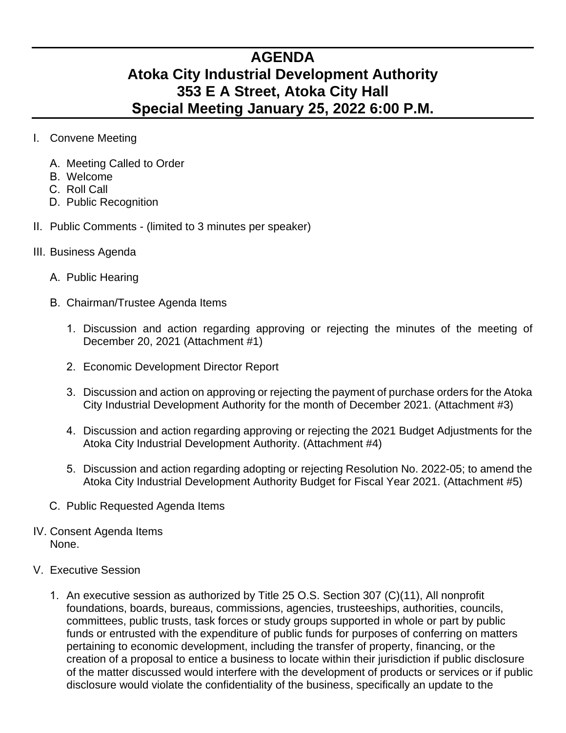# AGENDA
# Atoka City Industrial Development Authority
# 353 E A Street, Atoka City Hall
# Special Meeting January 25, 2022 6:00 P.M.

I. Convene Meeting

   A. Meeting Called to Order
   B. Welcome
   C. Roll Call
   D. Public Recognition

II. Public Comments - (limited to 3 minutes per speaker)

III. Business Agenda

   A. Public Hearing

   B. Chairman/Trustee Agenda Items

      1. Discussion and action regarding approving or rejecting the minutes of the meeting of December 20, 2021 (Attachment #1)

      2. Economic Development Director Report

      3. Discussion and action on approving or rejecting the payment of purchase orders for the Atoka City Industrial Development Authority for the month of December 2021. (Attachment #3)

      4. Discussion and action regarding approving or rejecting the 2021 Budget Adjustments for the Atoka City Industrial Development Authority. (Attachment #4)

      5. Discussion and action regarding adopting or rejecting Resolution No. 2022-05; to amend the Atoka City Industrial Development Authority Budget for Fiscal Year 2021. (Attachment #5)

   C. Public Requested Agenda Items

IV. Consent Agenda Items
None.

V. Executive Session

   1. An executive session as authorized by Title 25 O.S. Section 307 (C)(11), All nonprofit foundations, boards, bureaus, commissions, agencies, trusteeships, authorities, councils, committees, public trusts, task forces or study groups supported in whole or part by public funds or entrusted with the expenditure of public funds for purposes of conferring on matters pertaining to economic development, including the transfer of property, financing, or the creation of a proposal to entice a business to locate within their jurisdiction if public disclosure of the matter discussed would interfere with the development of products or services or if public disclosure would violate the confidentiality of the business, specifically an update to the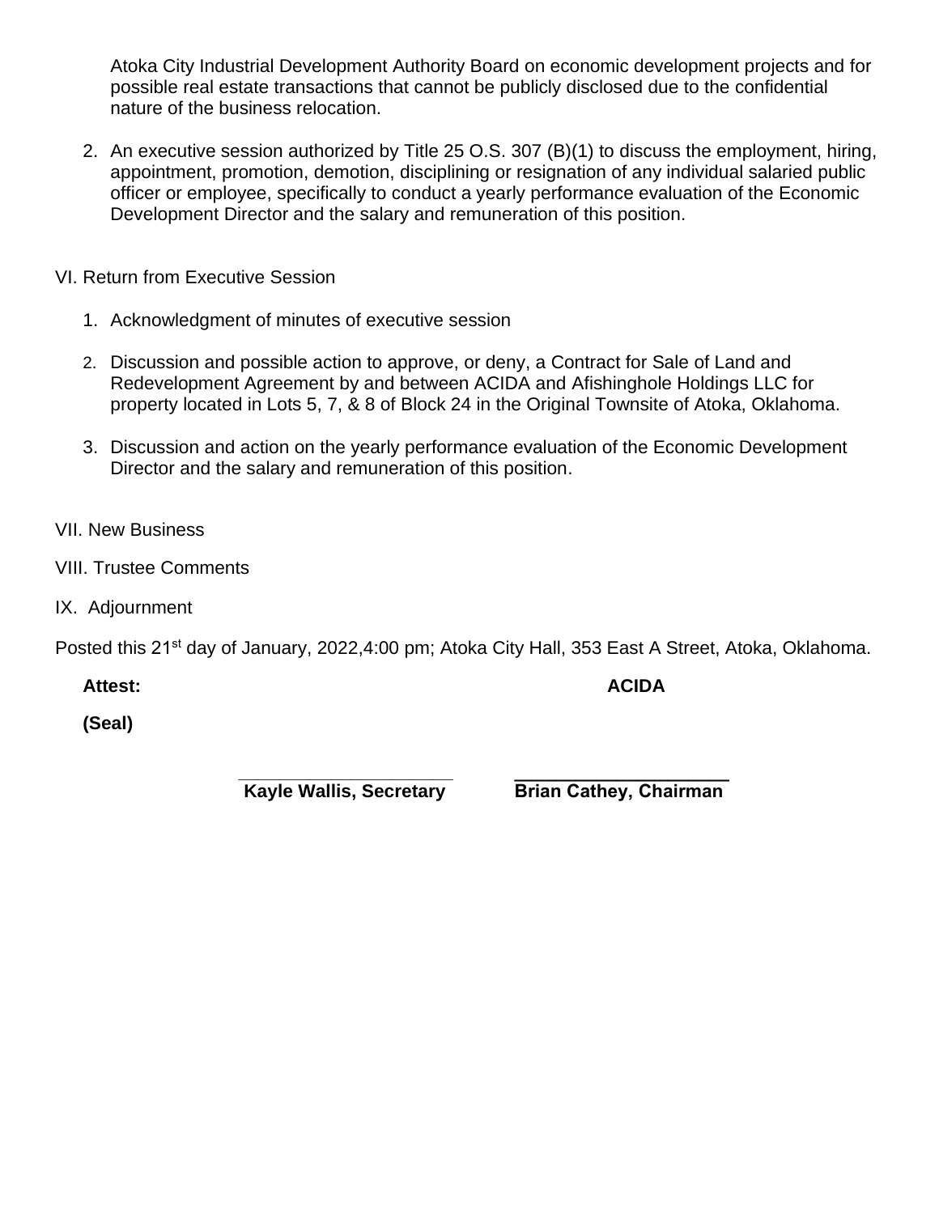Atoka City Industrial Development Authority Board on economic development projects and for possible real estate transactions that cannot be publicly disclosed due to the confidential nature of the business relocation.

2. An executive session authorized by Title 25 O.S. 307 (B)(1) to discuss the employment, hiring, appointment, promotion, demotion, disciplining or resignation of any individual salaried public officer or employee, specifically to conduct a yearly performance evaluation of the Economic Development Director and the salary and remuneration of this position.

VI. Return from Executive Session

1. Acknowledgment of minutes of executive session
2. Discussion and possible action to approve, or deny, a Contract for Sale of Land and Redevelopment Agreement by and between ACIDA and Afishinghole Holdings LLC for property located in Lots 5, 7, & 8 of Block 24 in the Original Townsite of Atoka, Oklahoma.
3. Discussion and action on the yearly performance evaluation of the Economic Development Director and the salary and remuneration of this position.

VII. New Business

VIII. Trustee Comments

IX. Adjournment

Posted this 21st day of January, 2022,4:00 pm; Atoka City Hall, 353 East A Street, Atoka, Oklahoma.

**Attest:** **ACIDA**

**(Seal)**

**Kayle Wallis, Secretary** **Brian Cathey, Chairman**